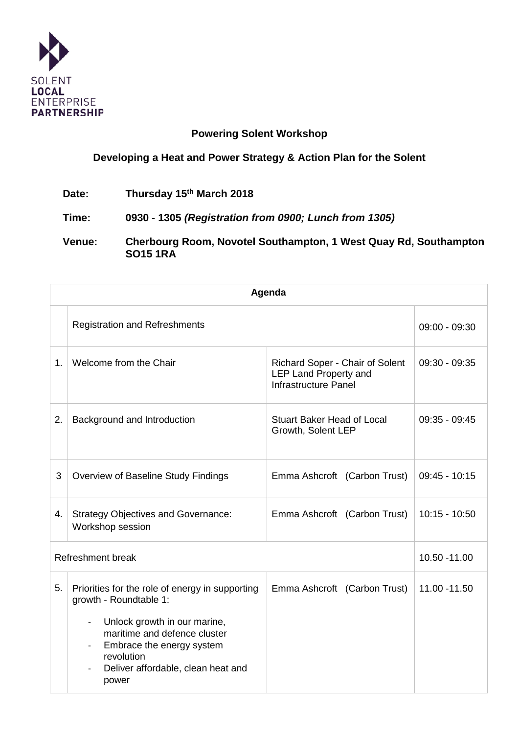SOLENT
**LOCAL**
ENTERPRISE
**PARTNERSHIP**

## Powering Solent Workshop

## Developing a Heat and Power Strategy & Action Plan for the Solent

**Date:** **Thursday 15th March 2018**

**Time:** **0930 - 1305** ***(Registration from 0900; Lunch from 1305)***

**Venue:** **Cherbourg Room, Novotel Southampton, 1 West Quay Rd, Southampton SO15 1RA**

| Agenda | | | |
|---|---|---|---|
| | Registration and Refreshments | | 09:00 - 09:30 |
| 1. | Welcome from the Chair | Richard Soper - Chair of Solent LEP Land Property and Infrastructure Panel | 09:30 - 09:35 |
| 2. | Background and Introduction | Stuart Baker Head of Local Growth, Solent LEP | 09:35 - 09:45 |
| 3 | Overview of Baseline Study Findings | Emma Ashcroft (Carbon Trust) | 09:45 - 10:15 |
| 4. | Strategy Objectives and Governance: Workshop session | Emma Ashcroft (Carbon Trust) | 10:15 - 10:50 |
| Refreshment break | | | 10.50 -11.00 |
| 5. | Priorities for the role of energy in supporting growth - Roundtable 1:<br>- Unlock growth in our marine, maritime and defence cluster<br>- Embrace the energy system revolution<br>- Deliver affordable, clean heat and power | Emma Ashcroft (Carbon Trust) | 11.00 -11.50 |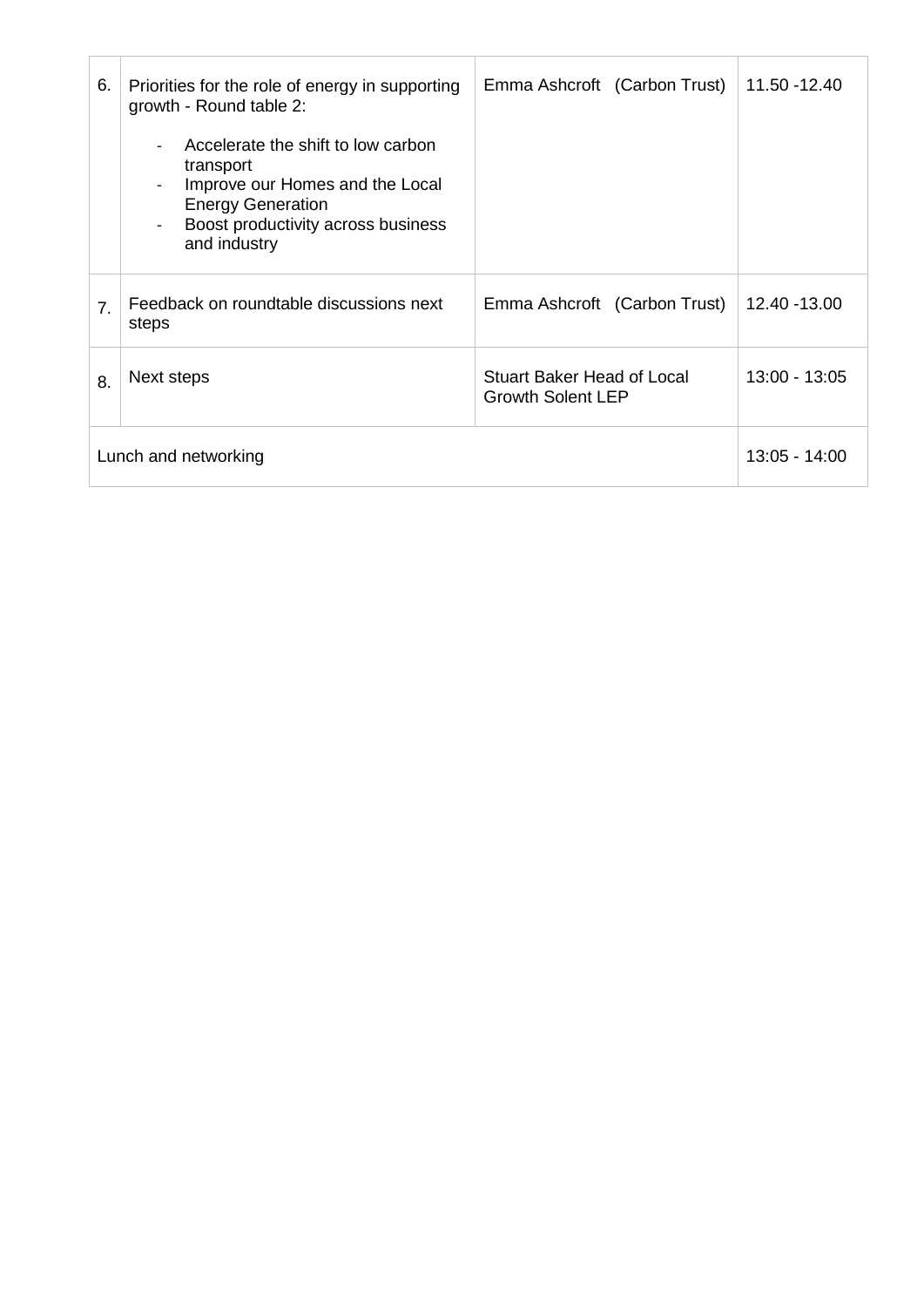| | | | |
|---|---|---|---|
| 6. | Priorities for the role of energy in supporting growth - Round table 2:<br><br>- Accelerate the shift to low carbon transport<br>- Improve our Homes and the Local Energy Generation<br>- Boost productivity across business and industry | Emma Ashcroft (Carbon Trust) | 11.50 -12.40 |
| 7. | Feedback on roundtable discussions next steps | Emma Ashcroft (Carbon Trust) | 12.40 -13.00 |
| 8. | Next steps | Stuart Baker Head of Local Growth Solent LEP | 13:00 - 13:05 |
| Lunch and networking | | | 13:05 - 14:00 |